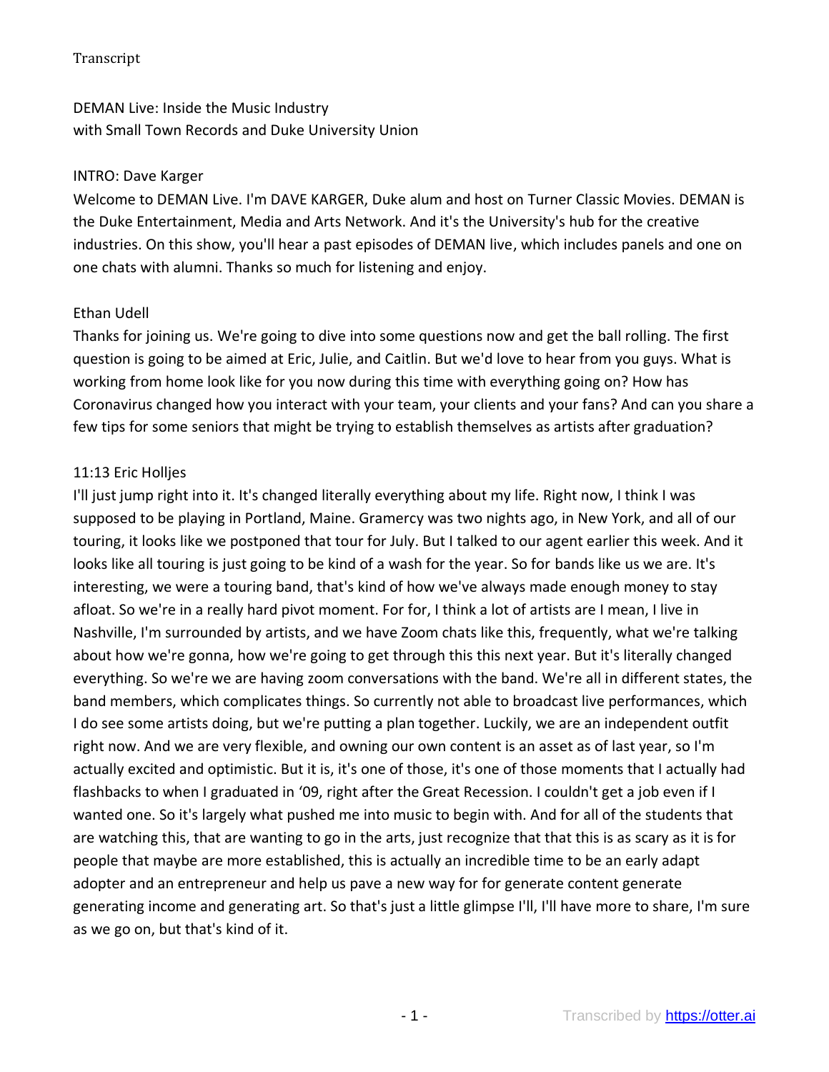Transcript

DEMAN Live: Inside the Music Industry
with Small Town Records and Duke University Union

INTRO: Dave Karger

Welcome to DEMAN Live. I'm DAVE KARGER, Duke alum and host on Turner Classic Movies. DEMAN is the Duke Entertainment, Media and Arts Network. And it's the University's hub for the creative industries. On this show, you'll hear a past episodes of DEMAN live, which includes panels and one on one chats with alumni. Thanks so much for listening and enjoy.

Ethan Udell

Thanks for joining us. We're going to dive into some questions now and get the ball rolling. The first question is going to be aimed at Eric, Julie, and Caitlin. But we'd love to hear from you guys. What is working from home look like for you now during this time with everything going on? How has Coronavirus changed how you interact with your team, your clients and your fans? And can you share a few tips for some seniors that might be trying to establish themselves as artists after graduation?

11:13 Eric Holljes

I'll just jump right into it. It's changed literally everything about my life. Right now, I think I was supposed to be playing in Portland, Maine. Gramercy was two nights ago, in New York, and all of our touring, it looks like we postponed that tour for July. But I talked to our agent earlier this week. And it looks like all touring is just going to be kind of a wash for the year. So for bands like us we are. It's interesting, we were a touring band, that's kind of how we've always made enough money to stay afloat. So we're in a really hard pivot moment. For for, I think a lot of artists are I mean, I live in Nashville, I'm surrounded by artists, and we have Zoom chats like this, frequently, what we're talking about how we're gonna, how we're going to get through this this next year. But it's literally changed everything. So we're we are having zoom conversations with the band. We're all in different states, the band members, which complicates things. So currently not able to broadcast live performances, which I do see some artists doing, but we're putting a plan together. Luckily, we are an independent outfit right now. And we are very flexible, and owning our own content is an asset as of last year, so I'm actually excited and optimistic. But it is, it's one of those, it's one of those moments that I actually had flashbacks to when I graduated in '09, right after the Great Recession. I couldn't get a job even if I wanted one. So it's largely what pushed me into music to begin with. And for all of the students that are watching this, that are wanting to go in the arts, just recognize that that this is as scary as it is for people that maybe are more established, this is actually an incredible time to be an early adapt adopter and an entrepreneur and help us pave a new way for for generate content generate generating income and generating art. So that's just a little glimpse I'll, I'll have more to share, I'm sure as we go on, but that's kind of it.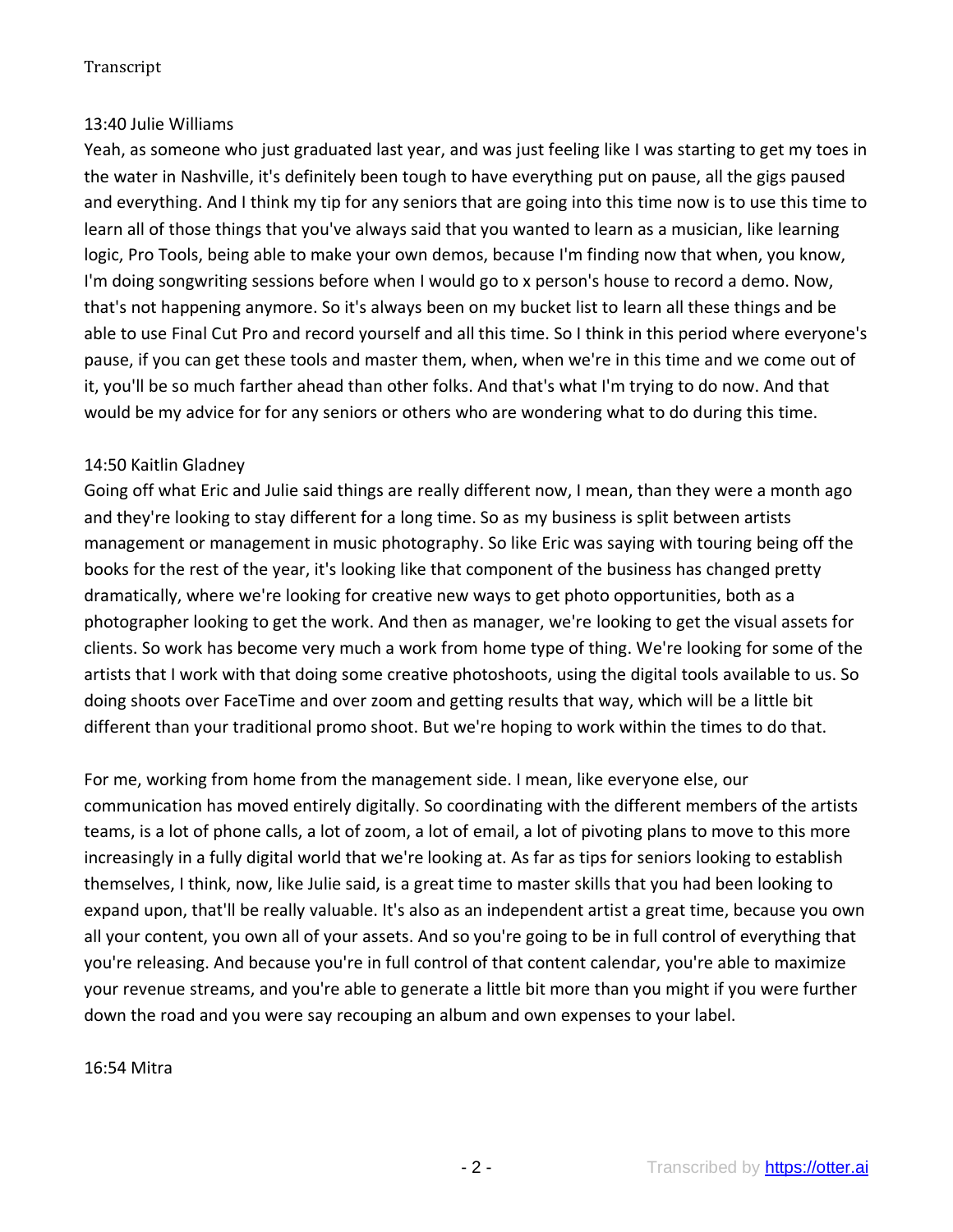13:40 Julie Williams

Yeah, as someone who just graduated last year, and was just feeling like I was starting to get my toes in the water in Nashville, it's definitely been tough to have everything put on pause, all the gigs paused and everything. And I think my tip for any seniors that are going into this time now is to use this time to learn all of those things that you've always said that you wanted to learn as a musician, like learning logic, Pro Tools, being able to make your own demos, because I'm finding now that when, you know, I'm doing songwriting sessions before when I would go to x person's house to record a demo. Now, that's not happening anymore. So it's always been on my bucket list to learn all these things and be able to use Final Cut Pro and record yourself and all this time. So I think in this period where everyone's pause, if you can get these tools and master them, when, when we're in this time and we come out of it, you'll be so much farther ahead than other folks. And that's what I'm trying to do now. And that would be my advice for for any seniors or others who are wondering what to do during this time.

14:50 Kaitlin Gladney

Going off what Eric and Julie said things are really different now, I mean, than they were a month ago and they're looking to stay different for a long time. So as my business is split between artists management or management in music photography. So like Eric was saying with touring being off the books for the rest of the year, it's looking like that component of the business has changed pretty dramatically, where we're looking for creative new ways to get photo opportunities, both as a photographer looking to get the work. And then as manager, we're looking to get the visual assets for clients. So work has become very much a work from home type of thing. We're looking for some of the artists that I work with that doing some creative photoshoots, using the digital tools available to us. So doing shoots over FaceTime and over zoom and getting results that way, which will be a little bit different than your traditional promo shoot. But we're hoping to work within the times to do that.

For me, working from home from the management side. I mean, like everyone else, our communication has moved entirely digitally. So coordinating with the different members of the artists teams, is a lot of phone calls, a lot of zoom, a lot of email, a lot of pivoting plans to move to this more increasingly in a fully digital world that we're looking at. As far as tips for seniors looking to establish themselves, I think, now, like Julie said, is a great time to master skills that you had been looking to expand upon, that'll be really valuable. It's also as an independent artist a great time, because you own all your content, you own all of your assets. And so you're going to be in full control of everything that you're releasing. And because you're in full control of that content calendar, you're able to maximize your revenue streams, and you're able to generate a little bit more than you might if you were further down the road and you were say recouping an album and own expenses to your label.

16:54 Mitra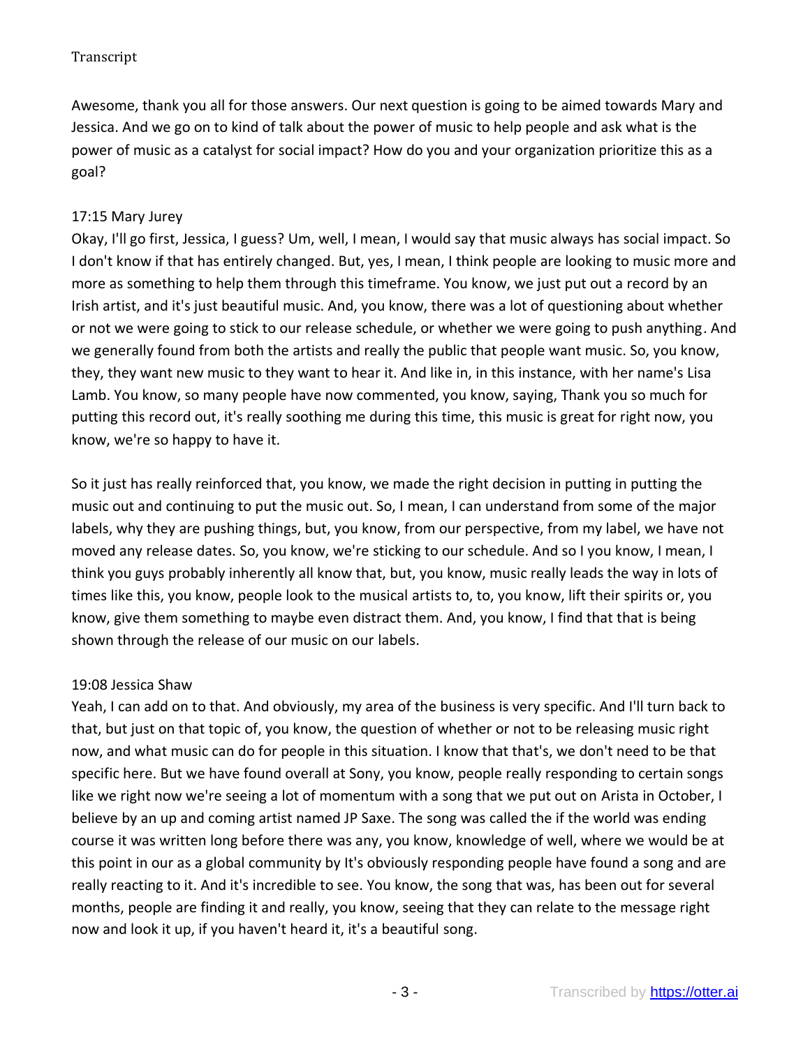Awesome, thank you all for those answers. Our next question is going to be aimed towards Mary and Jessica. And we go on to kind of talk about the power of music to help people and ask what is the power of music as a catalyst for social impact? How do you and your organization prioritize this as a goal?

17:15 Mary Jurey

Okay, I'll go first, Jessica, I guess? Um, well, I mean, I would say that music always has social impact. So I don't know if that has entirely changed. But, yes, I mean, I think people are looking to music more and more as something to help them through this timeframe. You know, we just put out a record by an Irish artist, and it's just beautiful music. And, you know, there was a lot of questioning about whether or not we were going to stick to our release schedule, or whether we were going to push anything. And we generally found from both the artists and really the public that people want music. So, you know, they, they want new music to they want to hear it. And like in, in this instance, with her name's Lisa Lamb. You know, so many people have now commented, you know, saying, Thank you so much for putting this record out, it's really soothing me during this time, this music is great for right now, you know, we're so happy to have it.

So it just has really reinforced that, you know, we made the right decision in putting in putting the music out and continuing to put the music out. So, I mean, I can understand from some of the major labels, why they are pushing things, but, you know, from our perspective, from my label, we have not moved any release dates. So, you know, we're sticking to our schedule. And so I you know, I mean, I think you guys probably inherently all know that, but, you know, music really leads the way in lots of times like this, you know, people look to the musical artists to, to, you know, lift their spirits or, you know, give them something to maybe even distract them. And, you know, I find that that is being shown through the release of our music on our labels.

19:08 Jessica Shaw

Yeah, I can add on to that. And obviously, my area of the business is very specific. And I'll turn back to that, but just on that topic of, you know, the question of whether or not to be releasing music right now, and what music can do for people in this situation. I know that that's, we don't need to be that specific here. But we have found overall at Sony, you know, people really responding to certain songs like we right now we're seeing a lot of momentum with a song that we put out on Arista in October, I believe by an up and coming artist named JP Saxe. The song was called the if the world was ending course it was written long before there was any, you know, knowledge of well, where we would be at this point in our as a global community by It's obviously responding people have found a song and are really reacting to it. And it's incredible to see. You know, the song that was, has been out for several months, people are finding it and really, you know, seeing that they can relate to the message right now and look it up, if you haven't heard it, it's a beautiful song.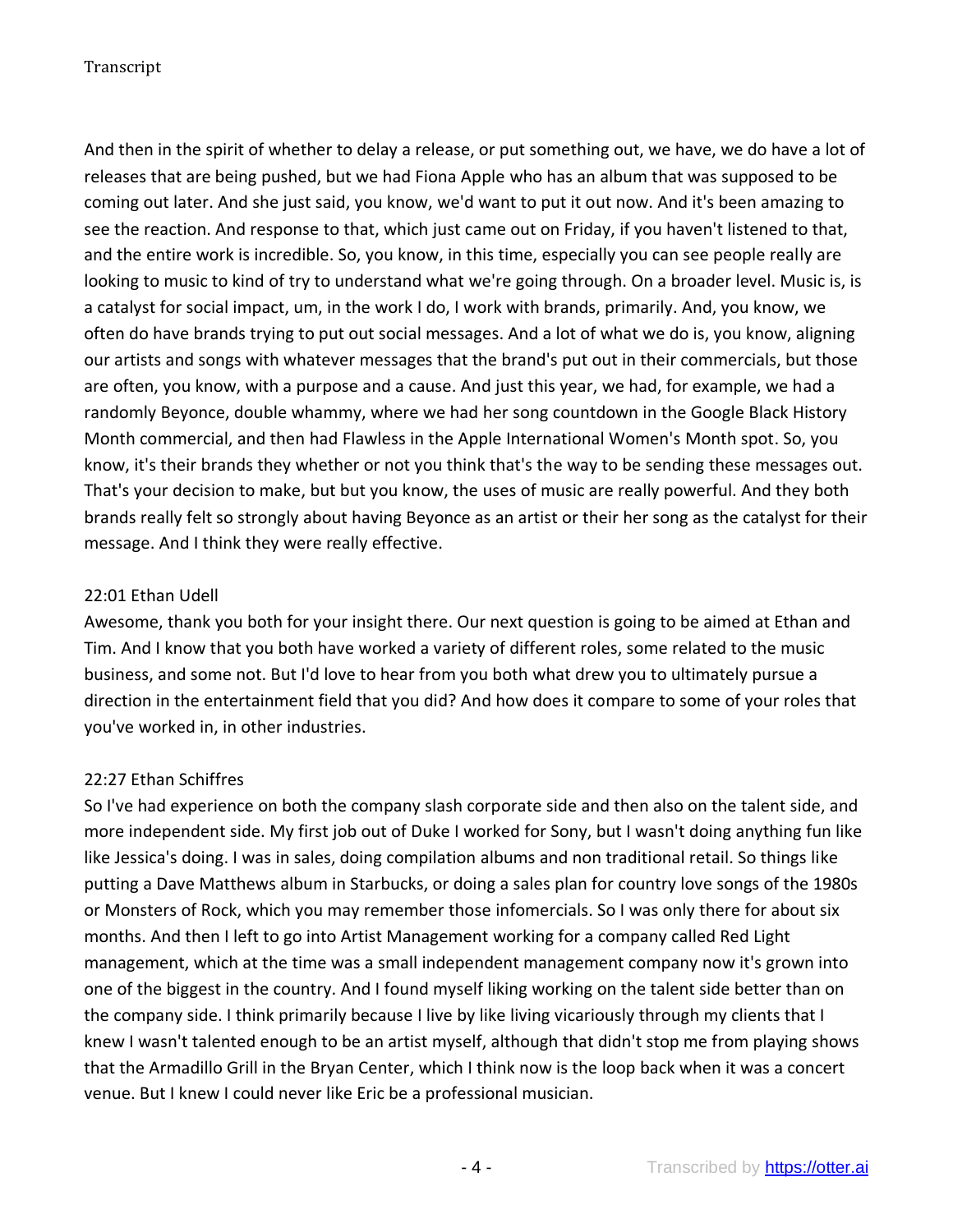And then in the spirit of whether to delay a release, or put something out, we have, we do have a lot of releases that are being pushed, but we had Fiona Apple who has an album that was supposed to be coming out later. And she just said, you know, we'd want to put it out now. And it's been amazing to see the reaction. And response to that, which just came out on Friday, if you haven't listened to that, and the entire work is incredible. So, you know, in this time, especially you can see people really are looking to music to kind of try to understand what we're going through. On a broader level. Music is, is a catalyst for social impact, um, in the work I do, I work with brands, primarily. And, you know, we often do have brands trying to put out social messages. And a lot of what we do is, you know, aligning our artists and songs with whatever messages that the brand's put out in their commercials, but those are often, you know, with a purpose and a cause. And just this year, we had, for example, we had a randomly Beyonce, double whammy, where we had her song countdown in the Google Black History Month commercial, and then had Flawless in the Apple International Women's Month spot. So, you know, it's their brands they whether or not you think that's the way to be sending these messages out. That's your decision to make, but but you know, the uses of music are really powerful. And they both brands really felt so strongly about having Beyonce as an artist or their her song as the catalyst for their message. And I think they were really effective.

22:01 Ethan Udell

Awesome, thank you both for your insight there. Our next question is going to be aimed at Ethan and Tim. And I know that you both have worked a variety of different roles, some related to the music business, and some not. But I'd love to hear from you both what drew you to ultimately pursue a direction in the entertainment field that you did? And how does it compare to some of your roles that you've worked in, in other industries.

22:27 Ethan Schiffres

So I've had experience on both the company slash corporate side and then also on the talent side, and more independent side. My first job out of Duke I worked for Sony, but I wasn't doing anything fun like like Jessica's doing. I was in sales, doing compilation albums and non traditional retail. So things like putting a Dave Matthews album in Starbucks, or doing a sales plan for country love songs of the 1980s or Monsters of Rock, which you may remember those infomercials. So I was only there for about six months. And then I left to go into Artist Management working for a company called Red Light management, which at the time was a small independent management company now it's grown into one of the biggest in the country. And I found myself liking working on the talent side better than on the company side. I think primarily because I live by like living vicariously through my clients that I knew I wasn't talented enough to be an artist myself, although that didn't stop me from playing shows that the Armadillo Grill in the Bryan Center, which I think now is the loop back when it was a concert venue. But I knew I could never like Eric be a professional musician.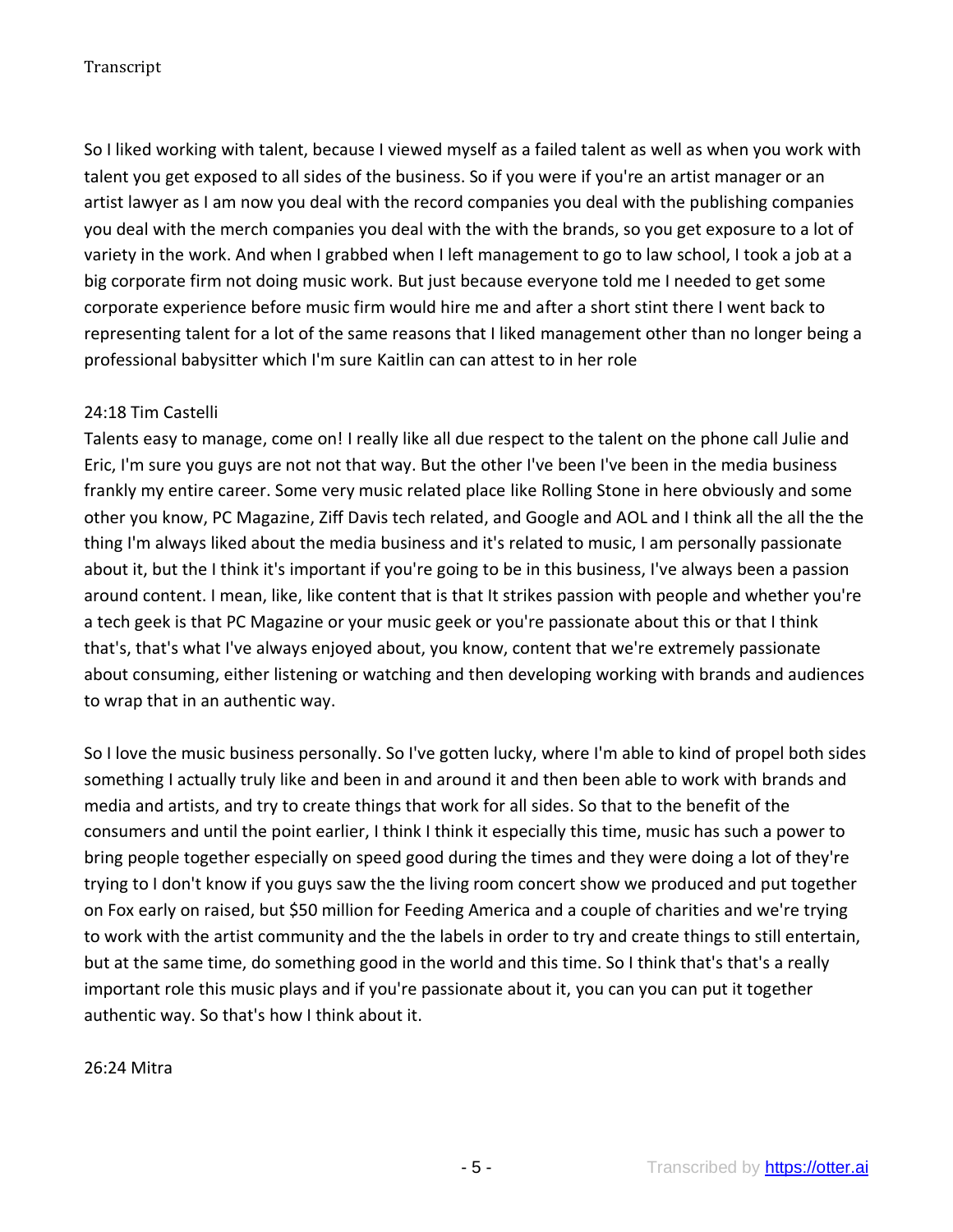So I liked working with talent, because I viewed myself as a failed talent as well as when you work with talent you get exposed to all sides of the business. So if you were if you're an artist manager or an artist lawyer as I am now you deal with the record companies you deal with the publishing companies you deal with the merch companies you deal with the with the brands, so you get exposure to a lot of variety in the work. And when I grabbed when I left management to go to law school, I took a job at a big corporate firm not doing music work. But just because everyone told me I needed to get some corporate experience before music firm would hire me and after a short stint there I went back to representing talent for a lot of the same reasons that I liked management other than no longer being a professional babysitter which I'm sure Kaitlin can can attest to in her role

24:18 Tim Castelli

Talents easy to manage, come on! I really like all due respect to the talent on the phone call Julie and Eric, I'm sure you guys are not not that way. But the other I've been I've been in the media business frankly my entire career. Some very music related place like Rolling Stone in here obviously and some other you know, PC Magazine, Ziff Davis tech related, and Google and AOL and I think all the all the the thing I'm always liked about the media business and it's related to music, I am personally passionate about it, but the I think it's important if you're going to be in this business, I've always been a passion around content. I mean, like, like content that is that It strikes passion with people and whether you're a tech geek is that PC Magazine or your music geek or you're passionate about this or that I think that's, that's what I've always enjoyed about, you know, content that we're extremely passionate about consuming, either listening or watching and then developing working with brands and audiences to wrap that in an authentic way.

So I love the music business personally. So I've gotten lucky, where I'm able to kind of propel both sides something I actually truly like and been in and around it and then been able to work with brands and media and artists, and try to create things that work for all sides. So that to the benefit of the consumers and until the point earlier, I think I think it especially this time, music has such a power to bring people together especially on speed good during the times and they were doing a lot of they're trying to I don't know if you guys saw the the living room concert show we produced and put together on Fox early on raised, but $50 million for Feeding America and a couple of charities and we're trying to work with the artist community and the the labels in order to try and create things to still entertain, but at the same time, do something good in the world and this time. So I think that's that's a really important role this music plays and if you're passionate about it, you can you can put it together authentic way. So that's how I think about it.

26:24 Mitra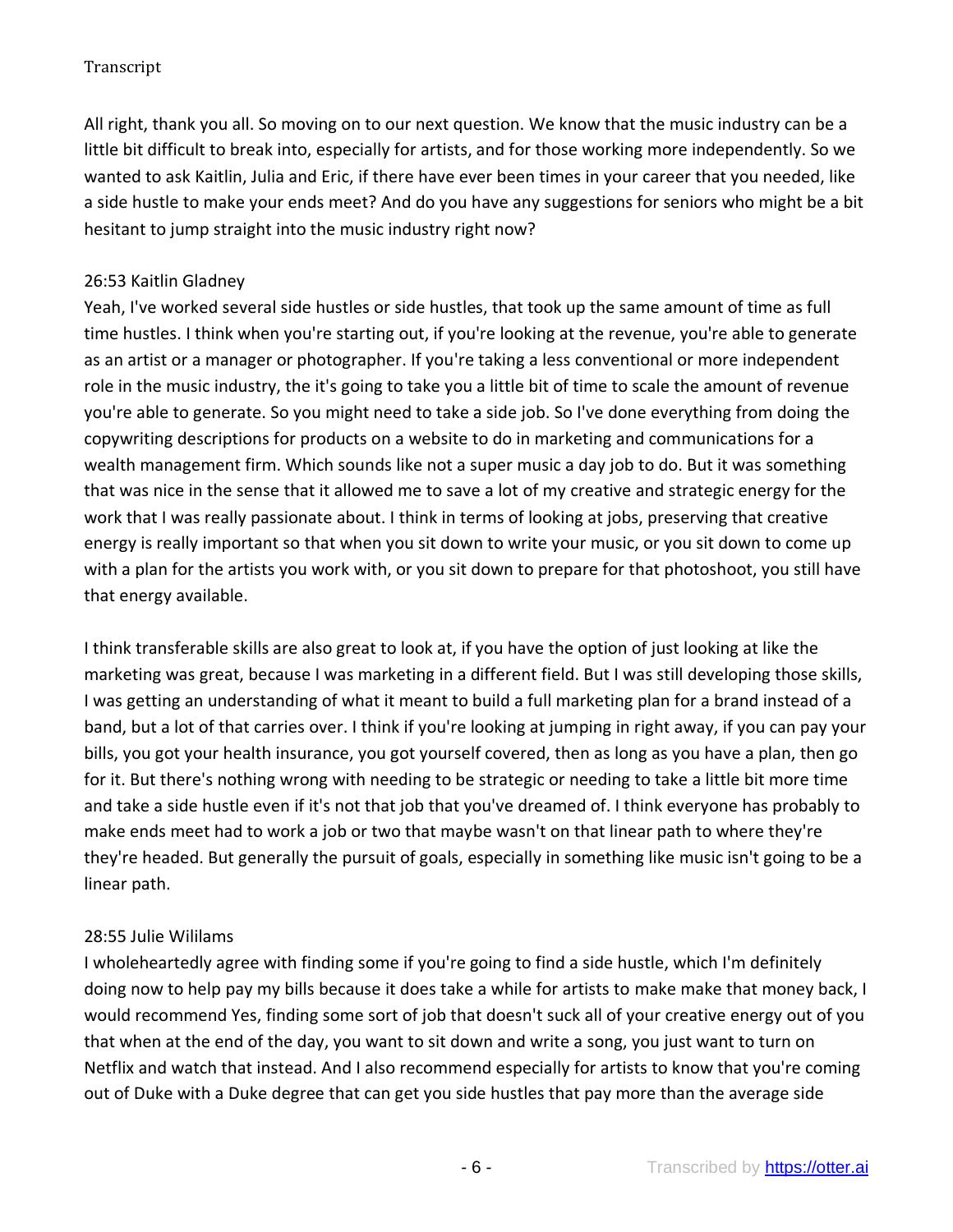All right, thank you all. So moving on to our next question. We know that the music industry can be a little bit difficult to break into, especially for artists, and for those working more independently. So we wanted to ask Kaitlin, Julia and Eric, if there have ever been times in your career that you needed, like a side hustle to make your ends meet? And do you have any suggestions for seniors who might be a bit hesitant to jump straight into the music industry right now?

26:53 Kaitlin Gladney

Yeah, I've worked several side hustles or side hustles, that took up the same amount of time as full time hustles. I think when you're starting out, if you're looking at the revenue, you're able to generate as an artist or a manager or photographer. If you're taking a less conventional or more independent role in the music industry, the it's going to take you a little bit of time to scale the amount of revenue you're able to generate. So you might need to take a side job. So I've done everything from doing the copywriting descriptions for products on a website to do in marketing and communications for a wealth management firm. Which sounds like not a super music a day job to do. But it was something that was nice in the sense that it allowed me to save a lot of my creative and strategic energy for the work that I was really passionate about. I think in terms of looking at jobs, preserving that creative energy is really important so that when you sit down to write your music, or you sit down to come up with a plan for the artists you work with, or you sit down to prepare for that photoshoot, you still have that energy available.

I think transferable skills are also great to look at, if you have the option of just looking at like the marketing was great, because I was marketing in a different field. But I was still developing those skills, I was getting an understanding of what it meant to build a full marketing plan for a brand instead of a band, but a lot of that carries over. I think if you're looking at jumping in right away, if you can pay your bills, you got your health insurance, you got yourself covered, then as long as you have a plan, then go for it. But there's nothing wrong with needing to be strategic or needing to take a little bit more time and take a side hustle even if it's not that job that you've dreamed of. I think everyone has probably to make ends meet had to work a job or two that maybe wasn't on that linear path to where they're they're headed. But generally the pursuit of goals, especially in something like music isn't going to be a linear path.

28:55 Julie Wililams

I wholeheartedly agree with finding some if you're going to find a side hustle, which I'm definitely doing now to help pay my bills because it does take a while for artists to make make that money back, I would recommend Yes, finding some sort of job that doesn't suck all of your creative energy out of you that when at the end of the day, you want to sit down and write a song, you just want to turn on Netflix and watch that instead. And I also recommend especially for artists to know that you're coming out of Duke with a Duke degree that can get you side hustles that pay more than the average side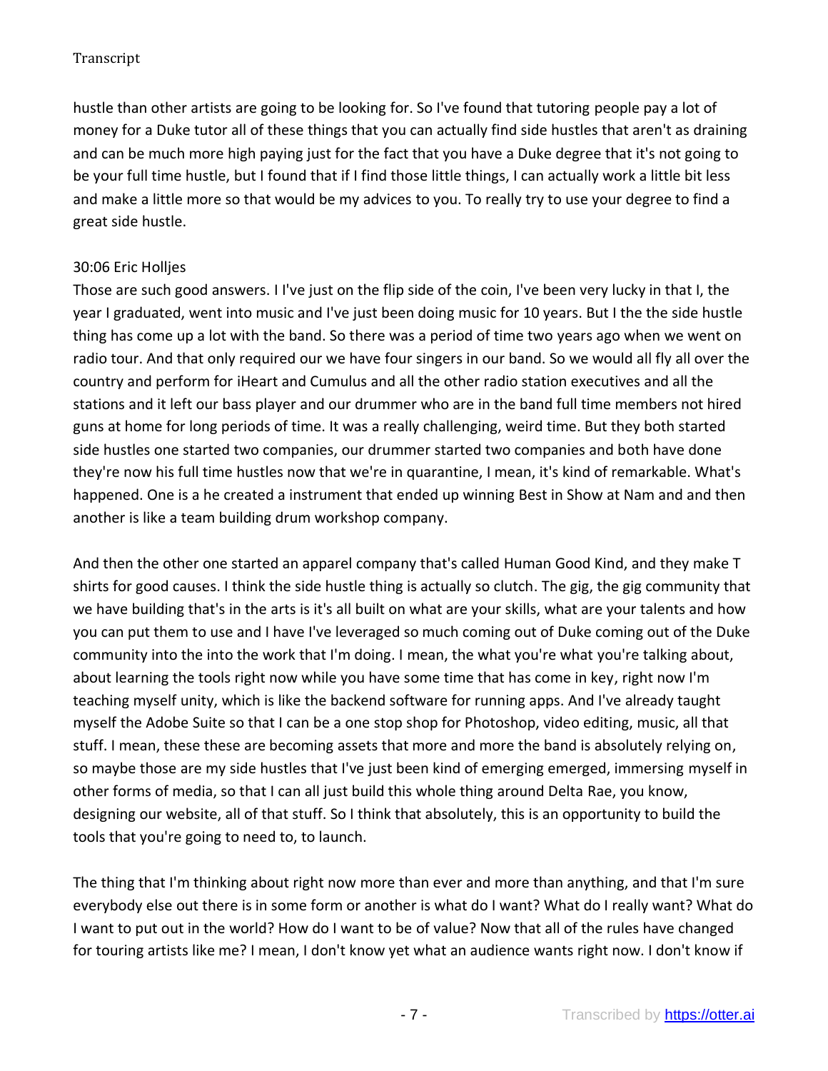hustle than other artists are going to be looking for. So I've found that tutoring people pay a lot of money for a Duke tutor all of these things that you can actually find side hustles that aren't as draining and can be much more high paying just for the fact that you have a Duke degree that it's not going to be your full time hustle, but I found that if I find those little things, I can actually work a little bit less and make a little more so that would be my advices to you. To really try to use your degree to find a great side hustle.

30:06 Eric Holljes

Those are such good answers. I I've just on the flip side of the coin, I've been very lucky in that I, the year I graduated, went into music and I've just been doing music for 10 years. But I the the side hustle thing has come up a lot with the band. So there was a period of time two years ago when we went on radio tour. And that only required our we have four singers in our band. So we would all fly all over the country and perform for iHeart and Cumulus and all the other radio station executives and all the stations and it left our bass player and our drummer who are in the band full time members not hired guns at home for long periods of time. It was a really challenging, weird time. But they both started side hustles one started two companies, our drummer started two companies and both have done they're now his full time hustles now that we're in quarantine, I mean, it's kind of remarkable. What's happened. One is a he created a instrument that ended up winning Best in Show at Nam and and then another is like a team building drum workshop company.

And then the other one started an apparel company that's called Human Good Kind, and they make T shirts for good causes. I think the side hustle thing is actually so clutch. The gig, the gig community that we have building that's in the arts is it's all built on what are your skills, what are your talents and how you can put them to use and I have I've leveraged so much coming out of Duke coming out of the Duke community into the into the work that I'm doing. I mean, the what you're what you're talking about, about learning the tools right now while you have some time that has come in key, right now I'm teaching myself unity, which is like the backend software for running apps. And I've already taught myself the Adobe Suite so that I can be a one stop shop for Photoshop, video editing, music, all that stuff. I mean, these these are becoming assets that more and more the band is absolutely relying on, so maybe those are my side hustles that I've just been kind of emerging emerged, immersing myself in other forms of media, so that I can all just build this whole thing around Delta Rae, you know, designing our website, all of that stuff. So I think that absolutely, this is an opportunity to build the tools that you're going to need to, to launch.

The thing that I'm thinking about right now more than ever and more than anything, and that I'm sure everybody else out there is in some form or another is what do I want? What do I really want? What do I want to put out in the world? How do I want to be of value? Now that all of the rules have changed for touring artists like me? I mean, I don't know yet what an audience wants right now. I don't know if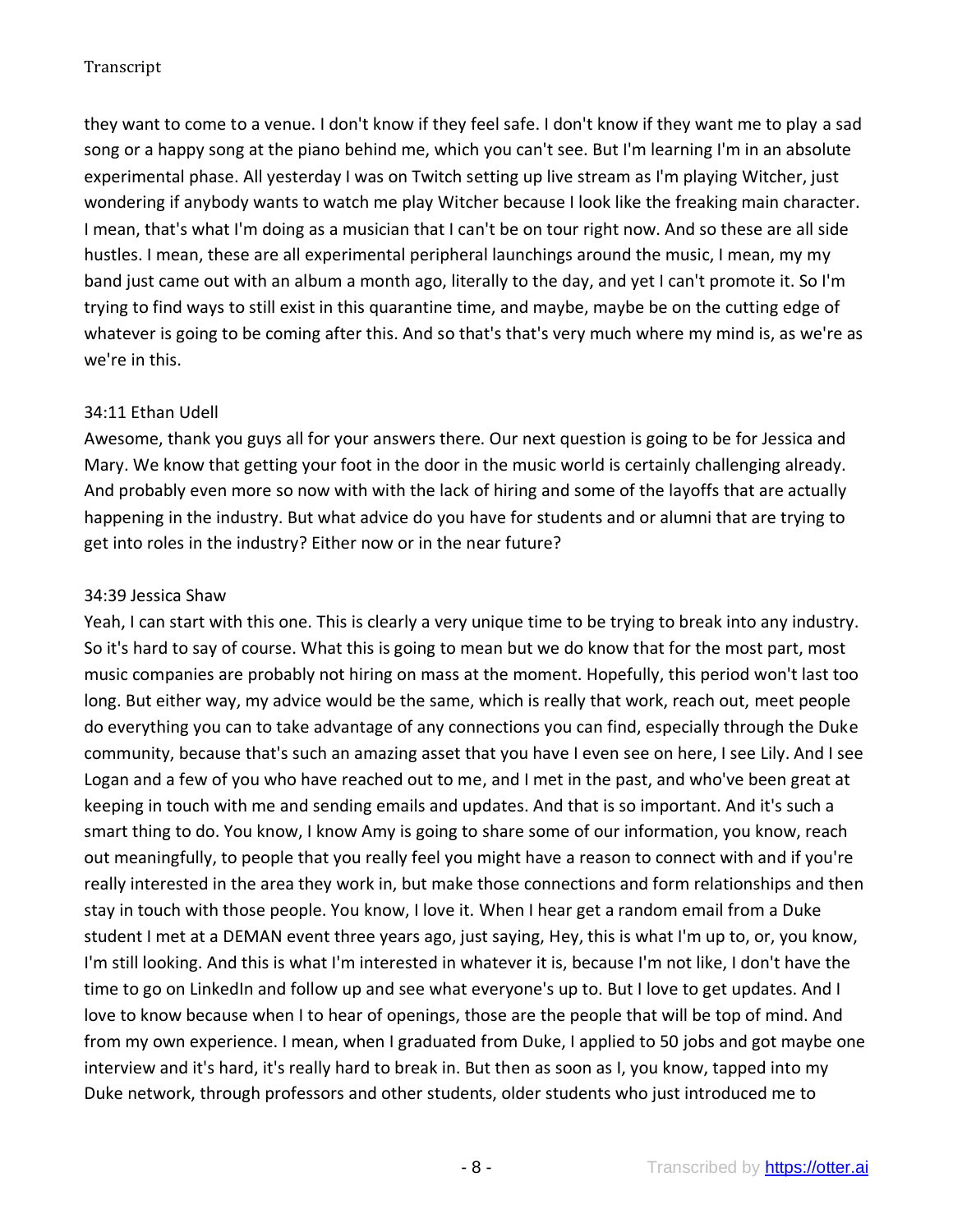they want to come to a venue. I don't know if they feel safe. I don't know if they want me to play a sad song or a happy song at the piano behind me, which you can't see. But I'm learning I'm in an absolute experimental phase. All yesterday I was on Twitch setting up live stream as I'm playing Witcher, just wondering if anybody wants to watch me play Witcher because I look like the freaking main character. I mean, that's what I'm doing as a musician that I can't be on tour right now. And so these are all side hustles. I mean, these are all experimental peripheral launchings around the music, I mean, my my band just came out with an album a month ago, literally to the day, and yet I can't promote it. So I'm trying to find ways to still exist in this quarantine time, and maybe, maybe be on the cutting edge of whatever is going to be coming after this. And so that's that's very much where my mind is, as we're as we're in this.

34:11 Ethan Udell

Awesome, thank you guys all for your answers there. Our next question is going to be for Jessica and Mary. We know that getting your foot in the door in the music world is certainly challenging already. And probably even more so now with with the lack of hiring and some of the layoffs that are actually happening in the industry. But what advice do you have for students and or alumni that are trying to get into roles in the industry? Either now or in the near future?

34:39 Jessica Shaw

Yeah, I can start with this one. This is clearly a very unique time to be trying to break into any industry. So it's hard to say of course. What this is going to mean but we do know that for the most part, most music companies are probably not hiring on mass at the moment. Hopefully, this period won't last too long. But either way, my advice would be the same, which is really that work, reach out, meet people do everything you can to take advantage of any connections you can find, especially through the Duke community, because that's such an amazing asset that you have I even see on here, I see Lily. And I see Logan and a few of you who have reached out to me, and I met in the past, and who've been great at keeping in touch with me and sending emails and updates. And that is so important. And it's such a smart thing to do. You know, I know Amy is going to share some of our information, you know, reach out meaningfully, to people that you really feel you might have a reason to connect with and if you're really interested in the area they work in, but make those connections and form relationships and then stay in touch with those people. You know, I love it. When I hear get a random email from a Duke student I met at a DEMAN event three years ago, just saying, Hey, this is what I'm up to, or, you know, I'm still looking. And this is what I'm interested in whatever it is, because I'm not like, I don't have the time to go on LinkedIn and follow up and see what everyone's up to. But I love to get updates. And I love to know because when I to hear of openings, those are the people that will be top of mind. And from my own experience. I mean, when I graduated from Duke, I applied to 50 jobs and got maybe one interview and it's hard, it's really hard to break in. But then as soon as I, you know, tapped into my Duke network, through professors and other students, older students who just introduced me to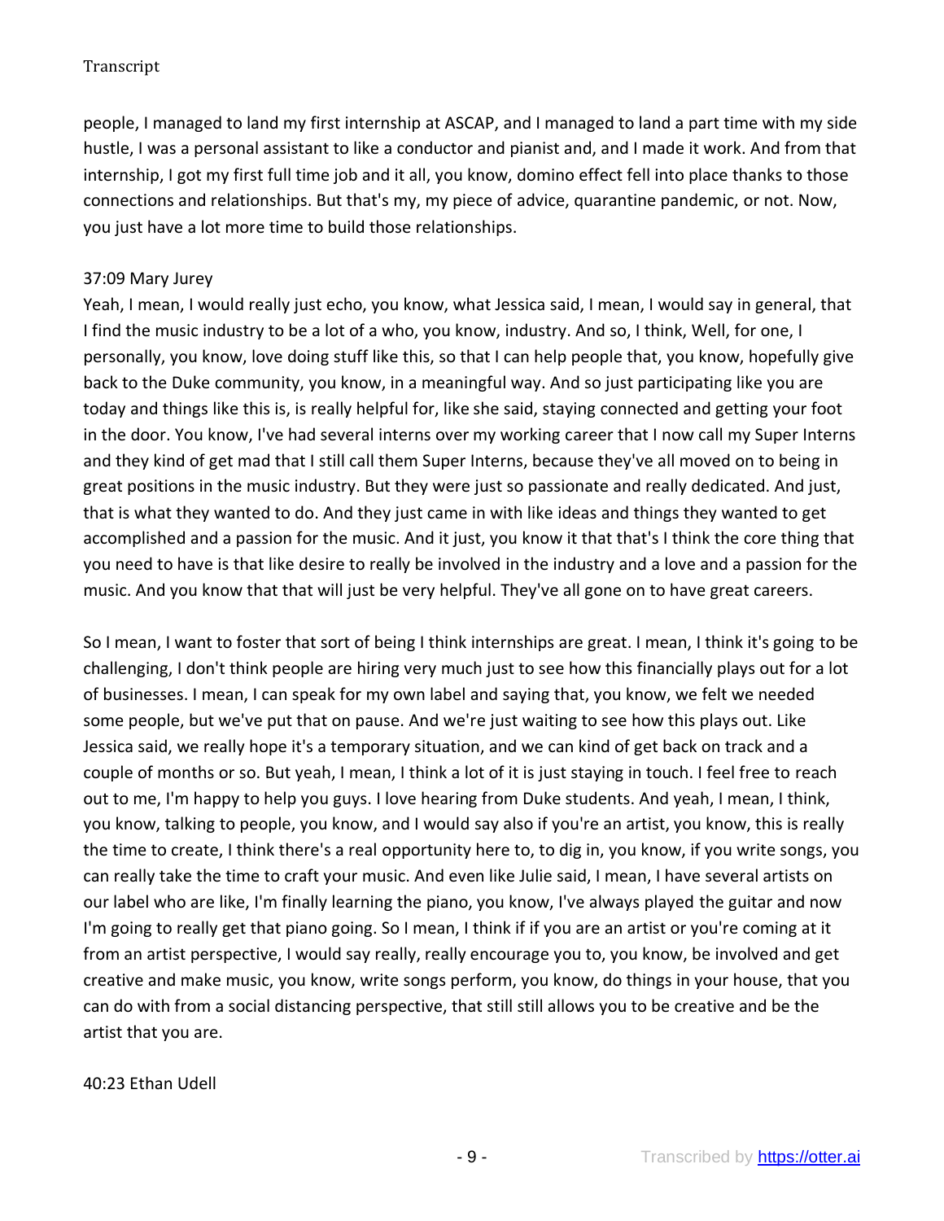people, I managed to land my first internship at ASCAP, and I managed to land a part time with my side hustle, I was a personal assistant to like a conductor and pianist and, and I made it work. And from that internship, I got my first full time job and it all, you know, domino effect fell into place thanks to those connections and relationships. But that's my, my piece of advice, quarantine pandemic, or not. Now, you just have a lot more time to build those relationships.

37:09 Mary Jurey

Yeah, I mean, I would really just echo, you know, what Jessica said, I mean, I would say in general, that I find the music industry to be a lot of a who, you know, industry. And so, I think, Well, for one, I personally, you know, love doing stuff like this, so that I can help people that, you know, hopefully give back to the Duke community, you know, in a meaningful way. And so just participating like you are today and things like this is, is really helpful for, like she said, staying connected and getting your foot in the door. You know, I've had several interns over my working career that I now call my Super Interns and they kind of get mad that I still call them Super Interns, because they've all moved on to being in great positions in the music industry. But they were just so passionate and really dedicated. And just, that is what they wanted to do. And they just came in with like ideas and things they wanted to get accomplished and a passion for the music. And it just, you know it that that's I think the core thing that you need to have is that like desire to really be involved in the industry and a love and a passion for the music. And you know that that will just be very helpful. They've all gone on to have great careers.

So I mean, I want to foster that sort of being I think internships are great. I mean, I think it's going to be challenging, I don't think people are hiring very much just to see how this financially plays out for a lot of businesses. I mean, I can speak for my own label and saying that, you know, we felt we needed some people, but we've put that on pause. And we're just waiting to see how this plays out. Like Jessica said, we really hope it's a temporary situation, and we can kind of get back on track and a couple of months or so. But yeah, I mean, I think a lot of it is just staying in touch. I feel free to reach out to me, I'm happy to help you guys. I love hearing from Duke students. And yeah, I mean, I think, you know, talking to people, you know, and I would say also if you're an artist, you know, this is really the time to create, I think there's a real opportunity here to, to dig in, you know, if you write songs, you can really take the time to craft your music. And even like Julie said, I mean, I have several artists on our label who are like, I'm finally learning the piano, you know, I've always played the guitar and now I'm going to really get that piano going. So I mean, I think if if you are an artist or you're coming at it from an artist perspective, I would say really, really encourage you to, you know, be involved and get creative and make music, you know, write songs perform, you know, do things in your house, that you can do with from a social distancing perspective, that still still allows you to be creative and be the artist that you are.

40:23 Ethan Udell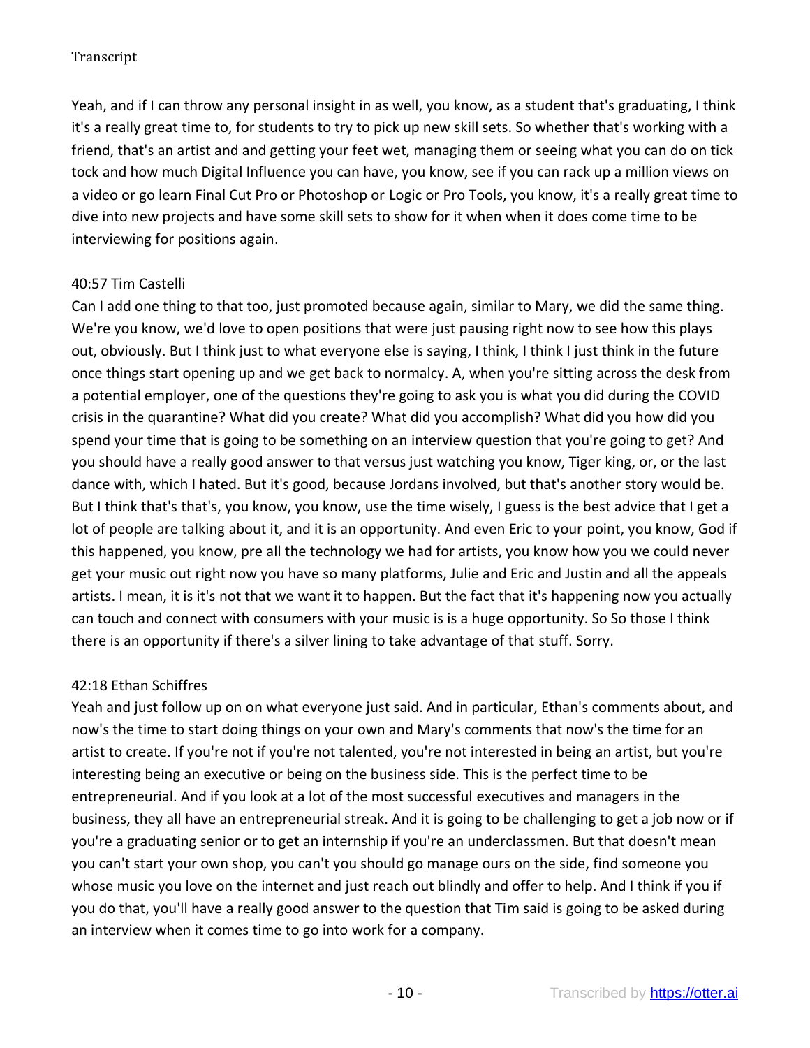Yeah, and if I can throw any personal insight in as well, you know, as a student that's graduating, I think it's a really great time to, for students to try to pick up new skill sets. So whether that's working with a friend, that's an artist and and getting your feet wet, managing them or seeing what you can do on tick tock and how much Digital Influence you can have, you know, see if you can rack up a million views on a video or go learn Final Cut Pro or Photoshop or Logic or Pro Tools, you know, it's a really great time to dive into new projects and have some skill sets to show for it when when it does come time to be interviewing for positions again.

40:57 Tim Castelli
Can I add one thing to that too, just promoted because again, similar to Mary, we did the same thing. We're you know, we'd love to open positions that were just pausing right now to see how this plays out, obviously. But I think just to what everyone else is saying, I think, I think I just think in the future once things start opening up and we get back to normalcy. A, when you're sitting across the desk from a potential employer, one of the questions they're going to ask you is what you did during the COVID crisis in the quarantine? What did you create? What did you accomplish? What did you how did you spend your time that is going to be something on an interview question that you're going to get? And you should have a really good answer to that versus just watching you know, Tiger king, or, or the last dance with, which I hated. But it's good, because Jordans involved, but that's another story would be. But I think that's that's, you know, you know, use the time wisely, I guess is the best advice that I get a lot of people are talking about it, and it is an opportunity. And even Eric to your point, you know, God if this happened, you know, pre all the technology we had for artists, you know how you we could never get your music out right now you have so many platforms, Julie and Eric and Justin and all the appeals artists. I mean, it is it's not that we want it to happen. But the fact that it's happening now you actually can touch and connect with consumers with your music is is a huge opportunity. So So those I think there is an opportunity if there's a silver lining to take advantage of that stuff. Sorry.

42:18 Ethan Schiffres
Yeah and just follow up on on what everyone just said. And in particular, Ethan's comments about, and now's the time to start doing things on your own and Mary's comments that now's the time for an artist to create. If you're not if you're not talented, you're not interested in being an artist, but you're interesting being an executive or being on the business side. This is the perfect time to be entrepreneurial. And if you look at a lot of the most successful executives and managers in the business, they all have an entrepreneurial streak. And it is going to be challenging to get a job now or if you're a graduating senior or to get an internship if you're an underclassmen. But that doesn't mean you can't start your own shop, you can't you should go manage ours on the side, find someone you whose music you love on the internet and just reach out blindly and offer to help. And I think if you if you do that, you'll have a really good answer to the question that Tim said is going to be asked during an interview when it comes time to go into work for a company.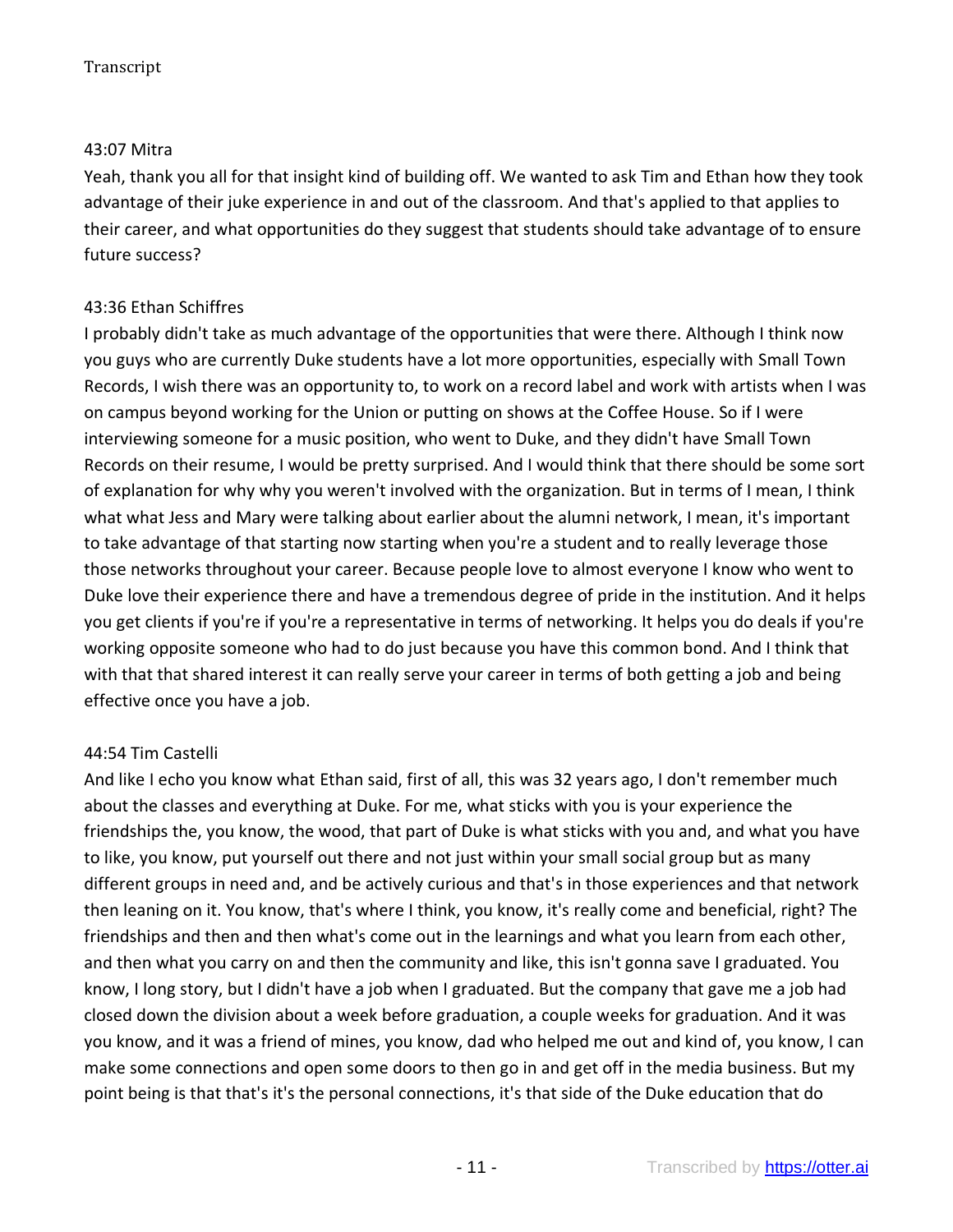43:07 Mitra

Yeah, thank you all for that insight kind of building off. We wanted to ask Tim and Ethan how they took advantage of their juke experience in and out of the classroom. And that's applied to that applies to their career, and what opportunities do they suggest that students should take advantage of to ensure future success?

43:36 Ethan Schiffres

I probably didn't take as much advantage of the opportunities that were there. Although I think now you guys who are currently Duke students have a lot more opportunities, especially with Small Town Records, I wish there was an opportunity to, to work on a record label and work with artists when I was on campus beyond working for the Union or putting on shows at the Coffee House. So if I were interviewing someone for a music position, who went to Duke, and they didn't have Small Town Records on their resume, I would be pretty surprised. And I would think that there should be some sort of explanation for why why you weren't involved with the organization. But in terms of I mean, I think what what Jess and Mary were talking about earlier about the alumni network, I mean, it's important to take advantage of that starting now starting when you're a student and to really leverage those those networks throughout your career. Because people love to almost everyone I know who went to Duke love their experience there and have a tremendous degree of pride in the institution. And it helps you get clients if you're if you're a representative in terms of networking. It helps you do deals if you're working opposite someone who had to do just because you have this common bond. And I think that with that that shared interest it can really serve your career in terms of both getting a job and being effective once you have a job.

44:54 Tim Castelli

And like I echo you know what Ethan said, first of all, this was 32 years ago, I don't remember much about the classes and everything at Duke. For me, what sticks with you is your experience the friendships the, you know, the wood, that part of Duke is what sticks with you and, and what you have to like, you know, put yourself out there and not just within your small social group but as many different groups in need and, and be actively curious and that's in those experiences and that network then leaning on it. You know, that's where I think, you know, it's really come and beneficial, right? The friendships and then and then what's come out in the learnings and what you learn from each other, and then what you carry on and then the community and like, this isn't gonna save I graduated. You know, I long story, but I didn't have a job when I graduated. But the company that gave me a job had closed down the division about a week before graduation, a couple weeks for graduation. And it was you know, and it was a friend of mines, you know, dad who helped me out and kind of, you know, I can make some connections and open some doors to then go in and get off in the media business. But my point being is that that's it's the personal connections, it's that side of the Duke education that do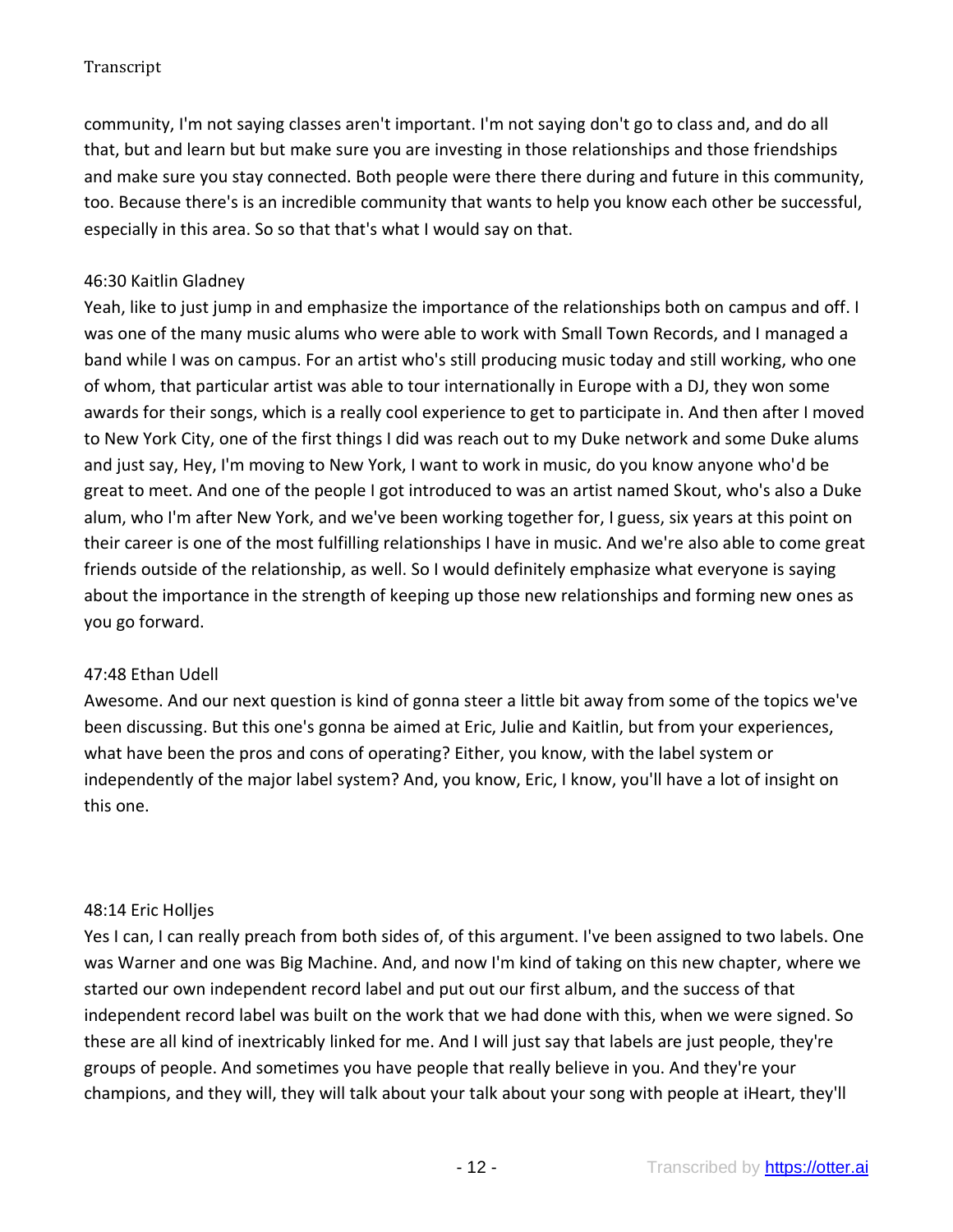community, I'm not saying classes aren't important. I'm not saying don't go to class and, and do all that, but and learn but but make sure you are investing in those relationships and those friendships and make sure you stay connected. Both people were there there during and future in this community, too. Because there's is an incredible community that wants to help you know each other be successful, especially in this area. So so that that's what I would say on that.

46:30 Kaitlin Gladney

Yeah, like to just jump in and emphasize the importance of the relationships both on campus and off. I was one of the many music alums who were able to work with Small Town Records, and I managed a band while I was on campus. For an artist who's still producing music today and still working, who one of whom, that particular artist was able to tour internationally in Europe with a DJ, they won some awards for their songs, which is a really cool experience to get to participate in. And then after I moved to New York City, one of the first things I did was reach out to my Duke network and some Duke alums and just say, Hey, I'm moving to New York, I want to work in music, do you know anyone who'd be great to meet. And one of the people I got introduced to was an artist named Skout, who's also a Duke alum, who I'm after New York, and we've been working together for, I guess, six years at this point on their career is one of the most fulfilling relationships I have in music. And we're also able to come great friends outside of the relationship, as well. So I would definitely emphasize what everyone is saying about the importance in the strength of keeping up those new relationships and forming new ones as you go forward.

47:48 Ethan Udell

Awesome. And our next question is kind of gonna steer a little bit away from some of the topics we've been discussing. But this one's gonna be aimed at Eric, Julie and Kaitlin, but from your experiences, what have been the pros and cons of operating? Either, you know, with the label system or independently of the major label system? And, you know, Eric, I know, you'll have a lot of insight on this one.

48:14 Eric Holljes

Yes I can, I can really preach from both sides of, of this argument. I've been assigned to two labels. One was Warner and one was Big Machine. And, and now I'm kind of taking on this new chapter, where we started our own independent record label and put out our first album, and the success of that independent record label was built on the work that we had done with this, when we were signed. So these are all kind of inextricably linked for me. And I will just say that labels are just people, they're groups of people. And sometimes you have people that really believe in you. And they're your champions, and they will, they will talk about your talk about your song with people at iHeart, they'll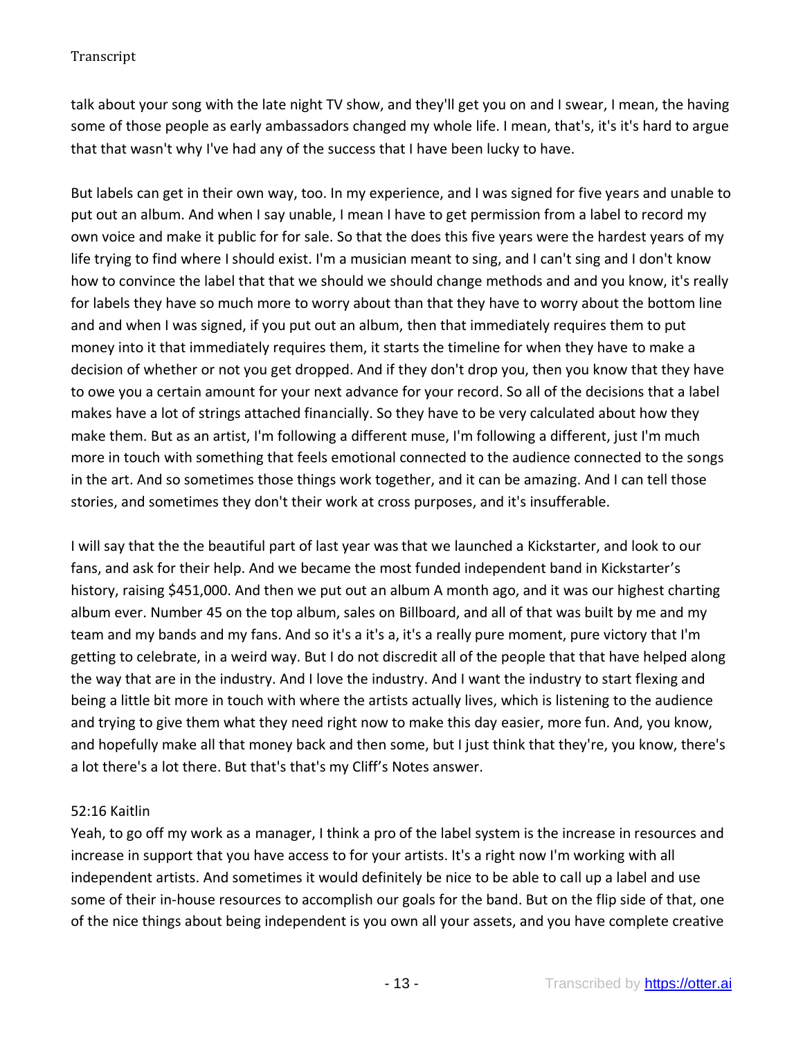talk about your song with the late night TV show, and they'll get you on and I swear, I mean, the having some of those people as early ambassadors changed my whole life. I mean, that's, it's it's hard to argue that that wasn't why I've had any of the success that I have been lucky to have.

But labels can get in their own way, too. In my experience, and I was signed for five years and unable to put out an album. And when I say unable, I mean I have to get permission from a label to record my own voice and make it public for for sale. So that the does this five years were the hardest years of my life trying to find where I should exist. I'm a musician meant to sing, and I can't sing and I don't know how to convince the label that that we should we should change methods and and you know, it's really for labels they have so much more to worry about than that they have to worry about the bottom line and and when I was signed, if you put out an album, then that immediately requires them to put money into it that immediately requires them, it starts the timeline for when they have to make a decision of whether or not you get dropped. And if they don't drop you, then you know that they have to owe you a certain amount for your next advance for your record. So all of the decisions that a label makes have a lot of strings attached financially. So they have to be very calculated about how they make them. But as an artist, I'm following a different muse, I'm following a different, just I'm much more in touch with something that feels emotional connected to the audience connected to the songs in the art. And so sometimes those things work together, and it can be amazing. And I can tell those stories, and sometimes they don't their work at cross purposes, and it's insufferable.

I will say that the the beautiful part of last year was that we launched a Kickstarter, and look to our fans, and ask for their help. And we became the most funded independent band in Kickstarter's history, raising $451,000. And then we put out an album A month ago, and it was our highest charting album ever. Number 45 on the top album, sales on Billboard, and all of that was built by me and my team and my bands and my fans. And so it's a it's a, it's a really pure moment, pure victory that I'm getting to celebrate, in a weird way. But I do not discredit all of the people that that have helped along the way that are in the industry. And I love the industry. And I want the industry to start flexing and being a little bit more in touch with where the artists actually lives, which is listening to the audience and trying to give them what they need right now to make this day easier, more fun. And, you know, and hopefully make all that money back and then some, but I just think that they're, you know, there's a lot there's a lot there. But that's that's my Cliff's Notes answer.

52:16 Kaitlin

Yeah, to go off my work as a manager, I think a pro of the label system is the increase in resources and increase in support that you have access to for your artists. It's a right now I'm working with all independent artists. And sometimes it would definitely be nice to be able to call up a label and use some of their in-house resources to accomplish our goals for the band. But on the flip side of that, one of the nice things about being independent is you own all your assets, and you have complete creative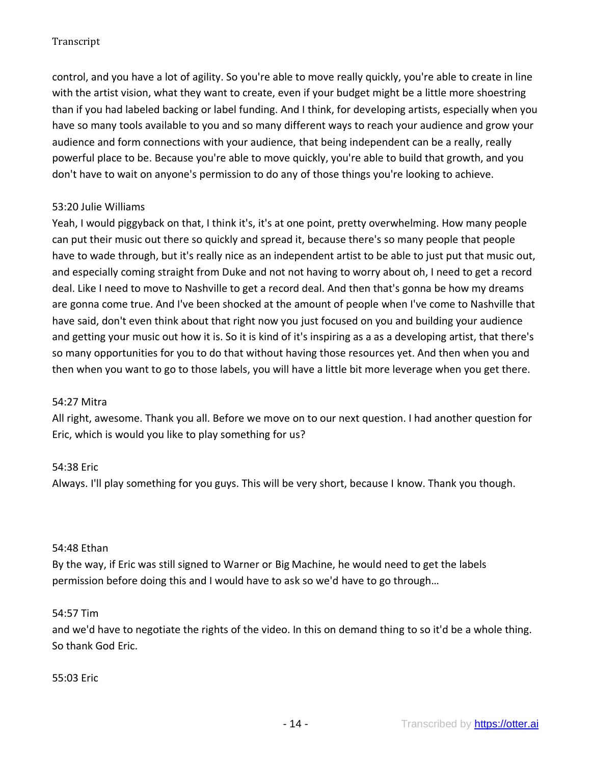control, and you have a lot of agility. So you're able to move really quickly, you're able to create in line with the artist vision, what they want to create, even if your budget might be a little more shoestring than if you had labeled backing or label funding. And I think, for developing artists, especially when you have so many tools available to you and so many different ways to reach your audience and grow your audience and form connections with your audience, that being independent can be a really, really powerful place to be. Because you're able to move quickly, you're able to build that growth, and you don't have to wait on anyone's permission to do any of those things you're looking to achieve.

53:20 Julie Williams
Yeah, I would piggyback on that, I think it's, it's at one point, pretty overwhelming. How many people can put their music out there so quickly and spread it, because there's so many people that people have to wade through, but it's really nice as an independent artist to be able to just put that music out, and especially coming straight from Duke and not not having to worry about oh, I need to get a record deal. Like I need to move to Nashville to get a record deal. And then that's gonna be how my dreams are gonna come true. And I've been shocked at the amount of people when I've come to Nashville that have said, don't even think about that right now you just focused on you and building your audience and getting your music out how it is. So it is kind of it's inspiring as a as a developing artist, that there's so many opportunities for you to do that without having those resources yet. And then when you and then when you want to go to those labels, you will have a little bit more leverage when you get there.

54:27 Mitra
All right, awesome. Thank you all. Before we move on to our next question. I had another question for Eric, which is would you like to play something for us?

54:38 Eric
Always. I'll play something for you guys. This will be very short, because I know. Thank you though.

54:48 Ethan
By the way, if Eric was still signed to Warner or Big Machine, he would need to get the labels permission before doing this and I would have to ask so we'd have to go through…

54:57 Tim
and we'd have to negotiate the rights of the video. In this on demand thing to so it'd be a whole thing. So thank God Eric.

55:03 Eric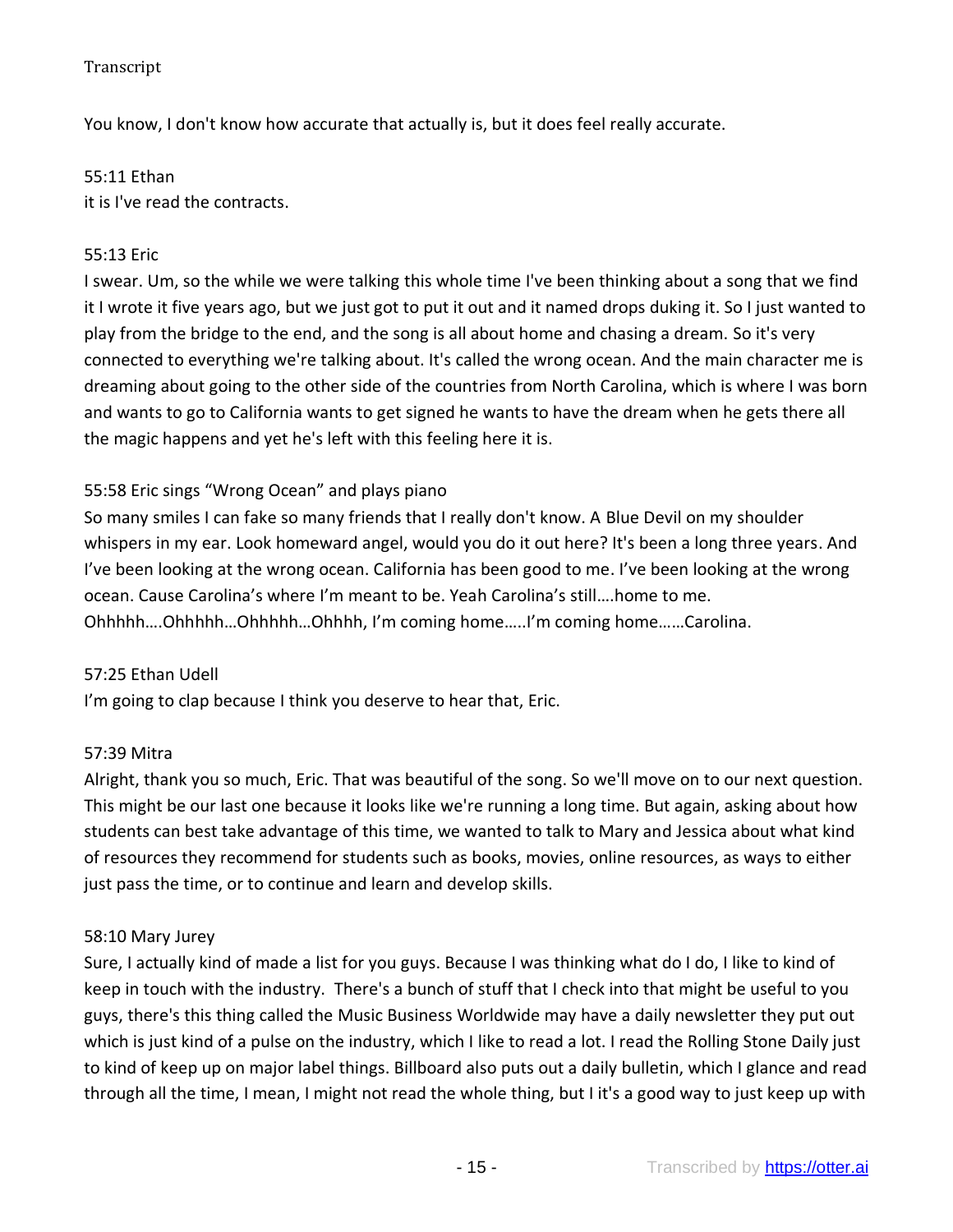You know, I don't know how accurate that actually is, but it does feel really accurate.

55:11 Ethan
it is I've read the contracts.

55:13 Eric
I swear. Um, so the while we were talking this whole time I've been thinking about a song that we find it I wrote it five years ago, but we just got to put it out and it named drops duking it. So I just wanted to play from the bridge to the end, and the song is all about home and chasing a dream. So it's very connected to everything we're talking about. It's called the wrong ocean. And the main character me is dreaming about going to the other side of the countries from North Carolina, which is where I was born and wants to go to California wants to get signed he wants to have the dream when he gets there all the magic happens and yet he's left with this feeling here it is.

55:58 Eric sings "Wrong Ocean" and plays piano
So many smiles I can fake so many friends that I really don't know. A Blue Devil on my shoulder whispers in my ear. Look homeward angel, would you do it out here? It's been a long three years. And I've been looking at the wrong ocean. California has been good to me. I've been looking at the wrong ocean. Cause Carolina's where I'm meant to be. Yeah Carolina's still….home to me. Ohhhhh….Ohhhhh…Ohhhhh…Ohhhh, I'm coming home…..I'm coming home……Carolina.

57:25 Ethan Udell
I'm going to clap because I think you deserve to hear that, Eric.

57:39 Mitra
Alright, thank you so much, Eric. That was beautiful of the song. So we'll move on to our next question. This might be our last one because it looks like we're running a long time. But again, asking about how students can best take advantage of this time, we wanted to talk to Mary and Jessica about what kind of resources they recommend for students such as books, movies, online resources, as ways to either just pass the time, or to continue and learn and develop skills.

58:10 Mary Jurey
Sure, I actually kind of made a list for you guys. Because I was thinking what do I do, I like to kind of keep in touch with the industry. There's a bunch of stuff that I check into that might be useful to you guys, there's this thing called the Music Business Worldwide may have a daily newsletter they put out which is just kind of a pulse on the industry, which I like to read a lot. I read the Rolling Stone Daily just to kind of keep up on major label things. Billboard also puts out a daily bulletin, which I glance and read through all the time, I mean, I might not read the whole thing, but I it's a good way to just keep up with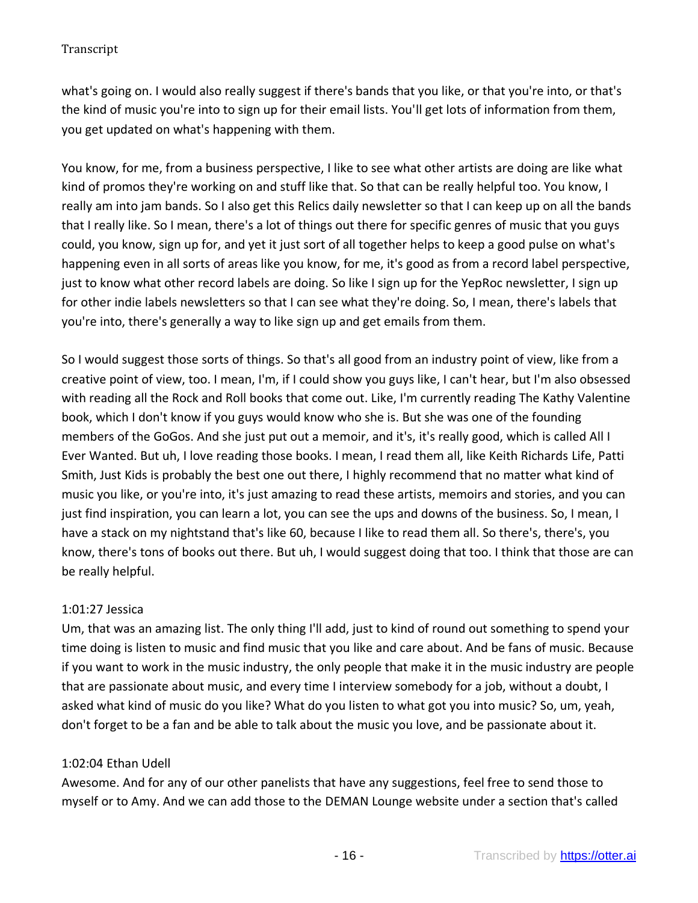what's going on. I would also really suggest if there's bands that you like, or that you're into, or that's the kind of music you're into to sign up for their email lists. You'll get lots of information from them, you get updated on what's happening with them.

You know, for me, from a business perspective, I like to see what other artists are doing are like what kind of promos they're working on and stuff like that. So that can be really helpful too. You know, I really am into jam bands. So I also get this Relics daily newsletter so that I can keep up on all the bands that I really like. So I mean, there's a lot of things out there for specific genres of music that you guys could, you know, sign up for, and yet it just sort of all together helps to keep a good pulse on what's happening even in all sorts of areas like you know, for me, it's good as from a record label perspective, just to know what other record labels are doing. So like I sign up for the YepRoc newsletter, I sign up for other indie labels newsletters so that I can see what they're doing. So, I mean, there's labels that you're into, there's generally a way to like sign up and get emails from them.

So I would suggest those sorts of things. So that's all good from an industry point of view, like from a creative point of view, too. I mean, I'm, if I could show you guys like, I can't hear, but I'm also obsessed with reading all the Rock and Roll books that come out. Like, I'm currently reading The Kathy Valentine book, which I don't know if you guys would know who she is. But she was one of the founding members of the GoGos. And she just put out a memoir, and it's, it's really good, which is called All I Ever Wanted. But uh, I love reading those books. I mean, I read them all, like Keith Richards Life, Patti Smith, Just Kids is probably the best one out there, I highly recommend that no matter what kind of music you like, or you're into, it's just amazing to read these artists, memoirs and stories, and you can just find inspiration, you can learn a lot, you can see the ups and downs of the business. So, I mean, I have a stack on my nightstand that's like 60, because I like to read them all. So there's, there's, you know, there's tons of books out there. But uh, I would suggest doing that too. I think that those are can be really helpful.

1:01:27 Jessica
Um, that was an amazing list. The only thing I'll add, just to kind of round out something to spend your time doing is listen to music and find music that you like and care about. And be fans of music. Because if you want to work in the music industry, the only people that make it in the music industry are people that are passionate about music, and every time I interview somebody for a job, without a doubt, I asked what kind of music do you like? What do you listen to what got you into music? So, um, yeah, don't forget to be a fan and be able to talk about the music you love, and be passionate about it.

1:02:04 Ethan Udell
Awesome. And for any of our other panelists that have any suggestions, feel free to send those to myself or to Amy. And we can add those to the DEMAN Lounge website under a section that's called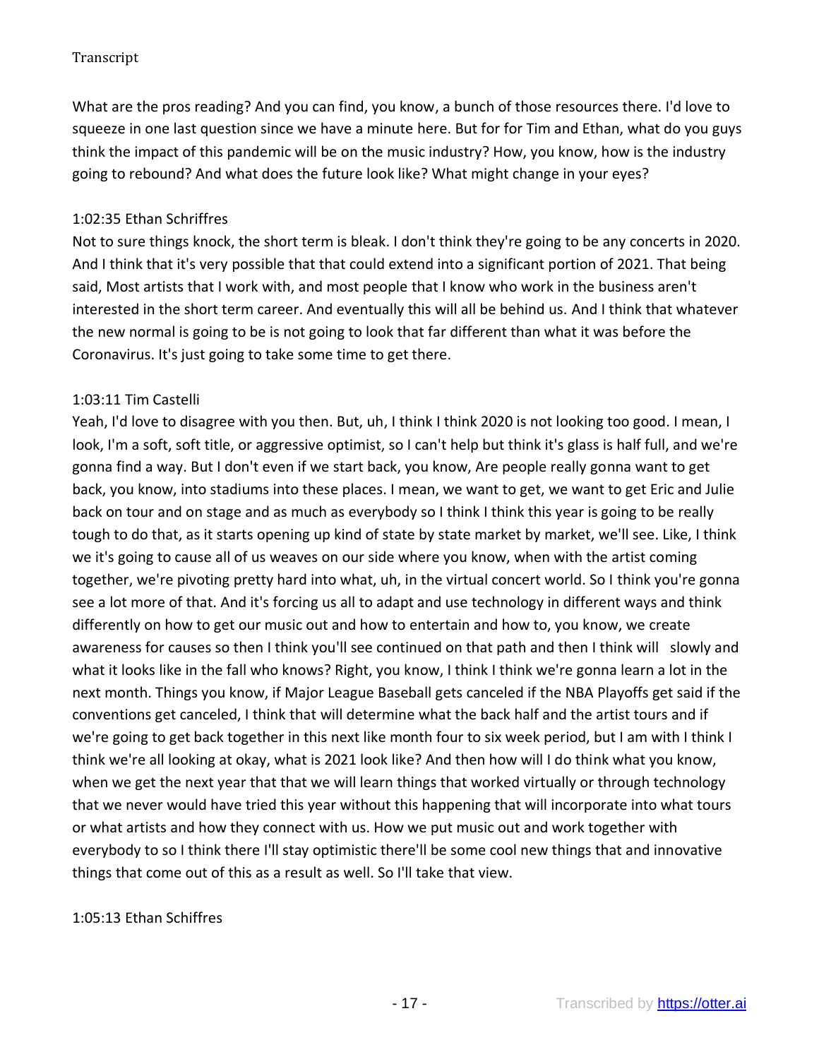What are the pros reading? And you can find, you know, a bunch of those resources there. I'd love to squeeze in one last question since we have a minute here. But for for Tim and Ethan, what do you guys think the impact of this pandemic will be on the music industry? How, you know, how is the industry going to rebound? And what does the future look like? What might change in your eyes?

1:02:35 Ethan Schriffres

Not to sure things knock, the short term is bleak. I don't think they're going to be any concerts in 2020. And I think that it's very possible that that could extend into a significant portion of 2021. That being said, Most artists that I work with, and most people that I know who work in the business aren't interested in the short term career. And eventually this will all be behind us. And I think that whatever the new normal is going to be is not going to look that far different than what it was before the Coronavirus. It's just going to take some time to get there.

1:03:11 Tim Castelli

Yeah, I'd love to disagree with you then. But, uh, I think I think 2020 is not looking too good. I mean, I look, I'm a soft, soft title, or aggressive optimist, so I can't help but think it's glass is half full, and we're gonna find a way. But I don't even if we start back, you know, Are people really gonna want to get back, you know, into stadiums into these places. I mean, we want to get, we want to get Eric and Julie back on tour and on stage and as much as everybody so I think I think this year is going to be really tough to do that, as it starts opening up kind of state by state market by market, we'll see. Like, I think we it's going to cause all of us weaves on our side where you know, when with the artist coming together, we're pivoting pretty hard into what, uh, in the virtual concert world. So I think you're gonna see a lot more of that. And it's forcing us all to adapt and use technology in different ways and think differently on how to get our music out and how to entertain and how to, you know, we create awareness for causes so then I think you'll see continued on that path and then I think will slowly and what it looks like in the fall who knows? Right, you know, I think I think we're gonna learn a lot in the next month. Things you know, if Major League Baseball gets canceled if the NBA Playoffs get said if the conventions get canceled, I think that will determine what the back half and the artist tours and if we're going to get back together in this next like month four to six week period, but I am with I think I think we're all looking at okay, what is 2021 look like? And then how will I do think what you know, when we get the next year that that we will learn things that worked virtually or through technology that we never would have tried this year without this happening that will incorporate into what tours or what artists and how they connect with us. How we put music out and work together with everybody to so I think there I'll stay optimistic there'll be some cool new things that and innovative things that come out of this as a result as well. So I'll take that view.

1:05:13 Ethan Schiffres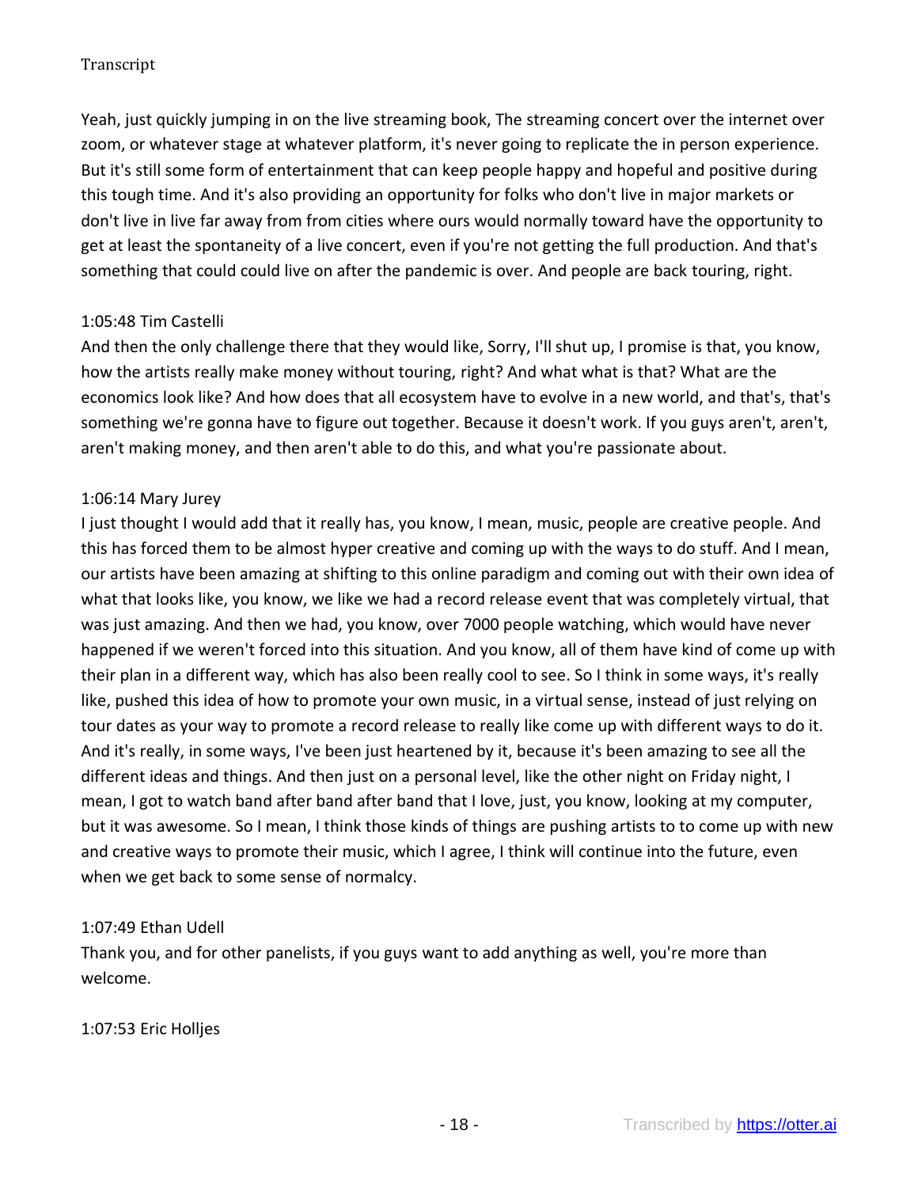Yeah, just quickly jumping in on the live streaming book, The streaming concert over the internet over zoom, or whatever stage at whatever platform, it's never going to replicate the in person experience. But it's still some form of entertainment that can keep people happy and hopeful and positive during this tough time. And it's also providing an opportunity for folks who don't live in major markets or don't live in live far away from from cities where ours would normally toward have the opportunity to get at least the spontaneity of a live concert, even if you're not getting the full production. And that's something that could could live on after the pandemic is over. And people are back touring, right.

1:05:48 Tim Castelli

And then the only challenge there that they would like, Sorry, I'll shut up, I promise is that, you know, how the artists really make money without touring, right? And what what is that? What are the economics look like? And how does that all ecosystem have to evolve in a new world, and that's, that's something we're gonna have to figure out together. Because it doesn't work. If you guys aren't, aren't, aren't making money, and then aren't able to do this, and what you're passionate about.

1:06:14 Mary Jurey

I just thought I would add that it really has, you know, I mean, music, people are creative people. And this has forced them to be almost hyper creative and coming up with the ways to do stuff. And I mean, our artists have been amazing at shifting to this online paradigm and coming out with their own idea of what that looks like, you know, we like we had a record release event that was completely virtual, that was just amazing. And then we had, you know, over 7000 people watching, which would have never happened if we weren't forced into this situation. And you know, all of them have kind of come up with their plan in a different way, which has also been really cool to see. So I think in some ways, it's really like, pushed this idea of how to promote your own music, in a virtual sense, instead of just relying on tour dates as your way to promote a record release to really like come up with different ways to do it. And it's really, in some ways, I've been just heartened by it, because it's been amazing to see all the different ideas and things. And then just on a personal level, like the other night on Friday night, I mean, I got to watch band after band after band that I love, just, you know, looking at my computer, but it was awesome. So I mean, I think those kinds of things are pushing artists to to come up with new and creative ways to promote their music, which I agree, I think will continue into the future, even when we get back to some sense of normalcy.

1:07:49 Ethan Udell

Thank you, and for other panelists, if you guys want to add anything as well, you're more than welcome.

1:07:53 Eric Holljes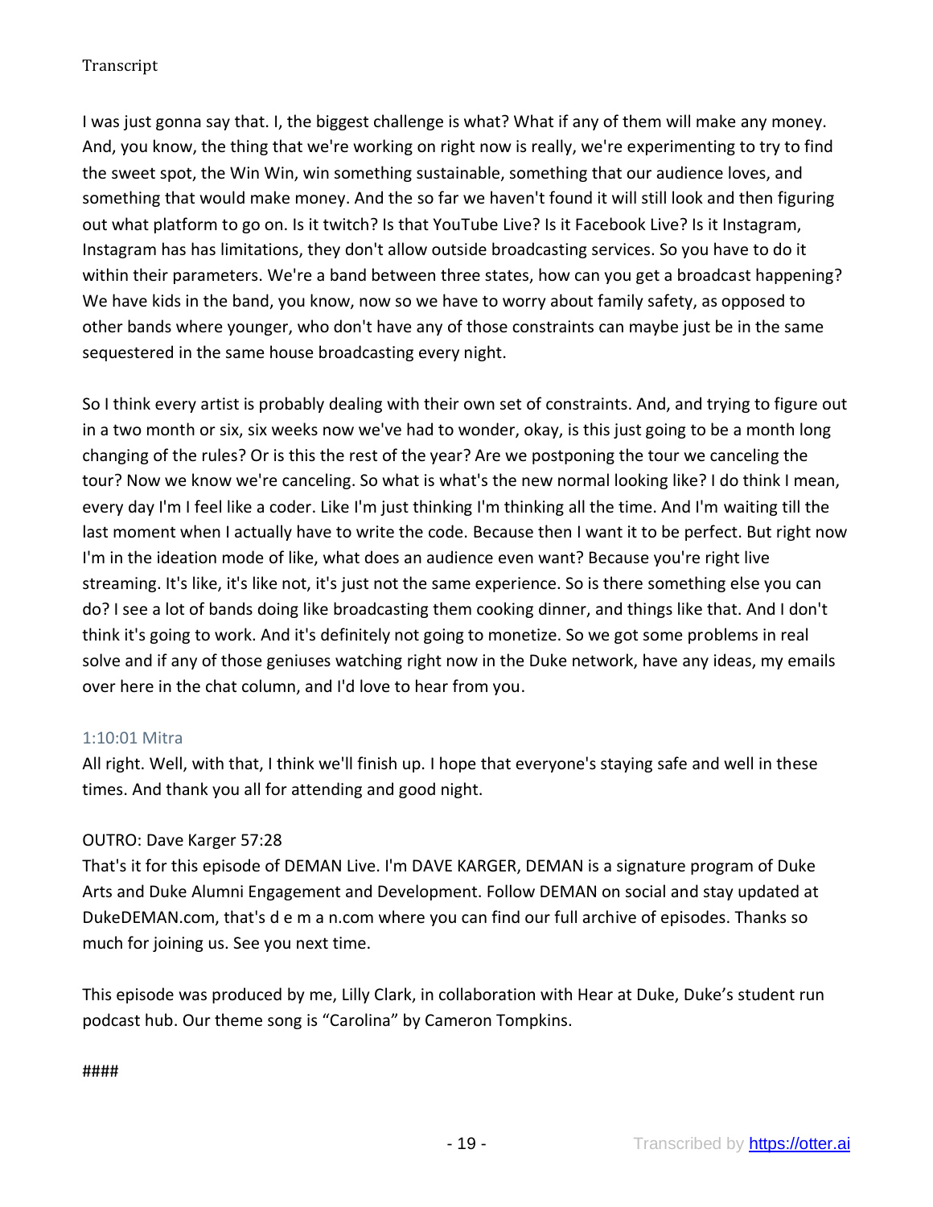I was just gonna say that. I, the biggest challenge is what? What if any of them will make any money. And, you know, the thing that we're working on right now is really, we're experimenting to try to find the sweet spot, the Win Win, win something sustainable, something that our audience loves, and something that would make money. And the so far we haven't found it will still look and then figuring out what platform to go on. Is it twitch? Is that YouTube Live? Is it Facebook Live? Is it Instagram, Instagram has has limitations, they don't allow outside broadcasting services. So you have to do it within their parameters. We're a band between three states, how can you get a broadcast happening? We have kids in the band, you know, now so we have to worry about family safety, as opposed to other bands where younger, who don't have any of those constraints can maybe just be in the same sequestered in the same house broadcasting every night.

So I think every artist is probably dealing with their own set of constraints. And, and trying to figure out in a two month or six, six weeks now we've had to wonder, okay, is this just going to be a month long changing of the rules? Or is this the rest of the year? Are we postponing the tour we canceling the tour? Now we know we're canceling. So what is what's the new normal looking like? I do think I mean, every day I'm I feel like a coder. Like I'm just thinking I'm thinking all the time. And I'm waiting till the last moment when I actually have to write the code. Because then I want it to be perfect. But right now I'm in the ideation mode of like, what does an audience even want? Because you're right live streaming. It's like, it's like not, it's just not the same experience. So is there something else you can do? I see a lot of bands doing like broadcasting them cooking dinner, and things like that. And I don't think it's going to work. And it's definitely not going to monetize. So we got some problems in real solve and if any of those geniuses watching right now in the Duke network, have any ideas, my emails over here in the chat column, and I'd love to hear from you.

1:10:01 Mitra

All right. Well, with that, I think we'll finish up. I hope that everyone's staying safe and well in these times. And thank you all for attending and good night.

OUTRO: Dave Karger 57:28

That's it for this episode of DEMAN Live. I'm DAVE KARGER, DEMAN is a signature program of Duke Arts and Duke Alumni Engagement and Development. Follow DEMAN on social and stay updated at DukeDEMAN.com, that's d e m a n.com where you can find our full archive of episodes. Thanks so much for joining us. See you next time.

This episode was produced by me, Lilly Clark, in collaboration with Hear at Duke, Duke's student run podcast hub. Our theme song is "Carolina" by Cameron Tompkins.

####